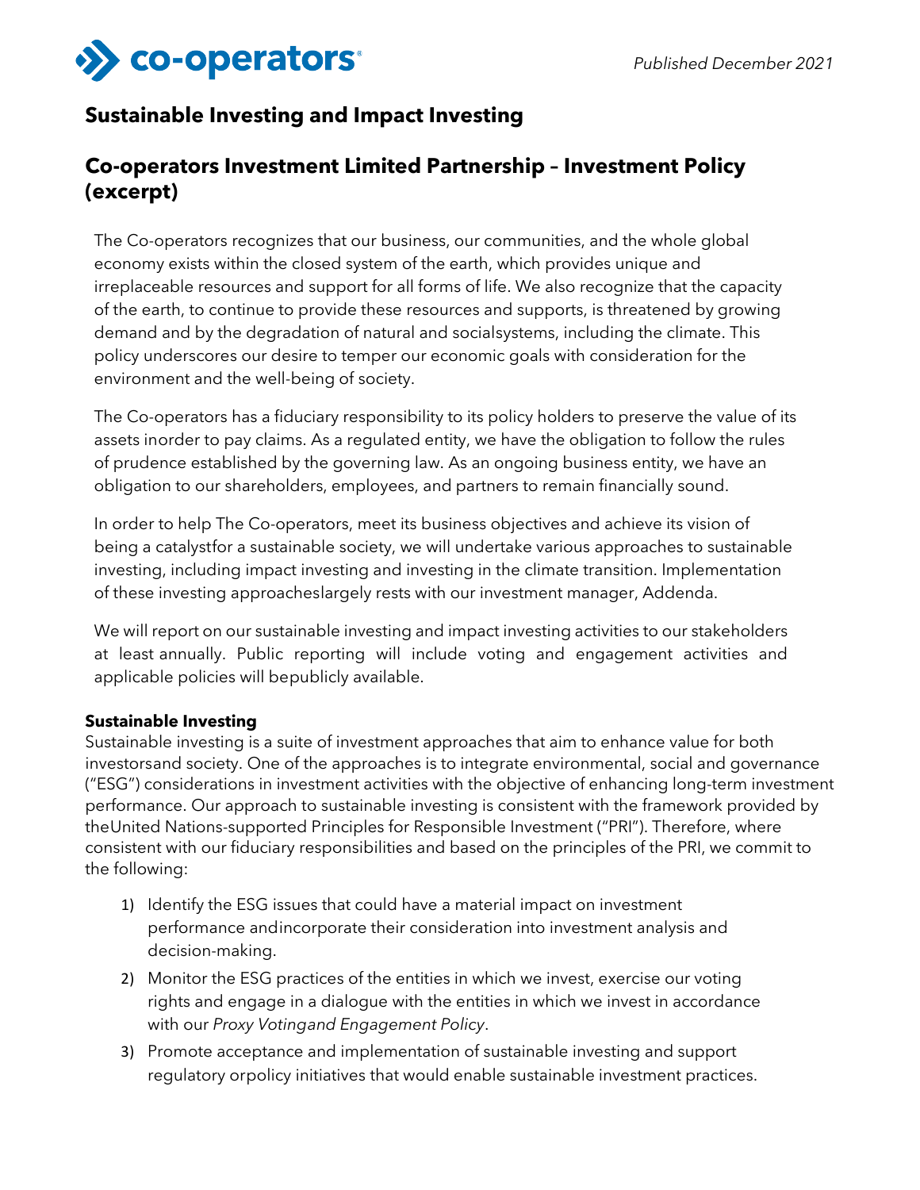co-operators

*Published December 2021*

## Sustainable Investing and Impact Investing

## Co-operators Investment Limited Partnership – Investment Policy (excerpt)

The Co-operators recognizes that our business, our communities, and the whole global economy exists within the closed system of the earth, which provides unique and irreplaceable resources and support for all forms of life. We also recognize that the capacity of the earth, to continue to provide these resources and supports, is threatened by growing demand and by the degradation of natural and socialsystems, including the climate. This policy underscores our desire to temper our economic goals with consideration for the environment and the well-being of society.

The Co-operators has a fiduciary responsibility to its policy holders to preserve the value of its assets inorder to pay claims. As a regulated entity, we have the obligation to follow the rules of prudence established by the governing law. As an ongoing business entity, we have an obligation to our shareholders, employees, and partners to remain financially sound.

In order to help The Co-operators, meet its business objectives and achieve its vision of being a catalystfor a sustainable society, we will undertake various approaches to sustainable investing, including impact investing and investing in the climate transition. Implementation of these investing approacheslargely rests with our investment manager, Addenda.

We will report on our sustainable investing and impact investing activities to our stakeholders at least annually. Public reporting will include voting and engagement activities and applicable policies will bepublicly available.

**Sustainable Investing**

Sustainable investing is a suite of investment approaches that aim to enhance value for both investorsand society. One of the approaches is to integrate environmental, social and governance ("ESG") considerations in investment activities with the objective of enhancing long-term investment performance. Our approach to sustainable investing is consistent with the framework provided by theUnited Nations-supported Principles for Responsible Investment ("PRI"). Therefore, where consistent with our fiduciary responsibilities and based on the principles of the PRI, we commit to the following:

1) Identify the ESG issues that could have a material impact on investment performance andincorporate their consideration into investment analysis and decision-making.
2) Monitor the ESG practices of the entities in which we invest, exercise our voting rights and engage in a dialogue with the entities in which we invest in accordance with our *Proxy Votingand Engagement Policy*.
3) Promote acceptance and implementation of sustainable investing and support regulatory orpolicy initiatives that would enable sustainable investment practices.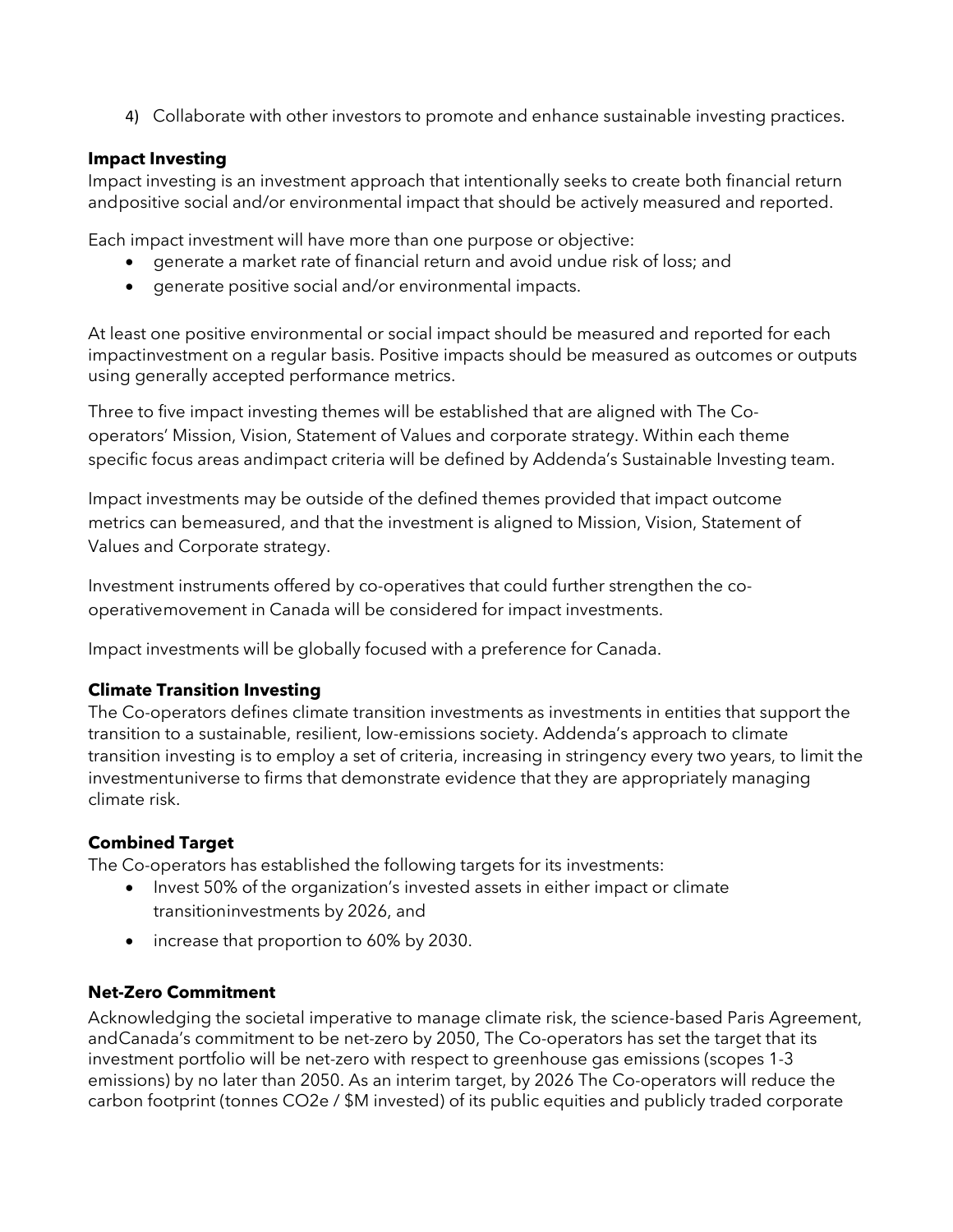4) Collaborate with other investors to promote and enhance sustainable investing practices.

**Impact Investing**

Impact investing is an investment approach that intentionally seeks to create both financial return andpositive social and/or environmental impact that should be actively measured and reported.

Each impact investment will have more than one purpose or objective:

- generate a market rate of financial return and avoid undue risk of loss; and
- generate positive social and/or environmental impacts.

At least one positive environmental or social impact should be measured and reported for each impactinvestment on a regular basis. Positive impacts should be measured as outcomes or outputs using generally accepted performance metrics.

Three to five impact investing themes will be established that are aligned with The Co-operators' Mission, Vision, Statement of Values and corporate strategy. Within each theme specific focus areas andimpact criteria will be defined by Addenda's Sustainable Investing team.

Impact investments may be outside of the defined themes provided that impact outcome metrics can bemeasured, and that the investment is aligned to Mission, Vision, Statement of Values and Corporate strategy.

Investment instruments offered by co-operatives that could further strengthen the co-operativemovement in Canada will be considered for impact investments.

Impact investments will be globally focused with a preference for Canada.

**Climate Transition Investing**

The Co-operators defines climate transition investments as investments in entities that support the transition to a sustainable, resilient, low-emissions society. Addenda's approach to climate transition investing is to employ a set of criteria, increasing in stringency every two years, to limit the investmentuniverse to firms that demonstrate evidence that they are appropriately managing climate risk.

**Combined Target**

The Co-operators has established the following targets for its investments:

- Invest 50% of the organization's invested assets in either impact or climate transitioninvestments by 2026, and
- increase that proportion to 60% by 2030.

**Net-Zero Commitment**

Acknowledging the societal imperative to manage climate risk, the science-based Paris Agreement, andCanada's commitment to be net-zero by 2050, The Co-operators has set the target that its investment portfolio will be net-zero with respect to greenhouse gas emissions (scopes 1-3 emissions) by no later than 2050. As an interim target, by 2026 The Co-operators will reduce the carbon footprint (tonnes $CO_2e$ / \$M invested) of its public equities and publicly traded corporate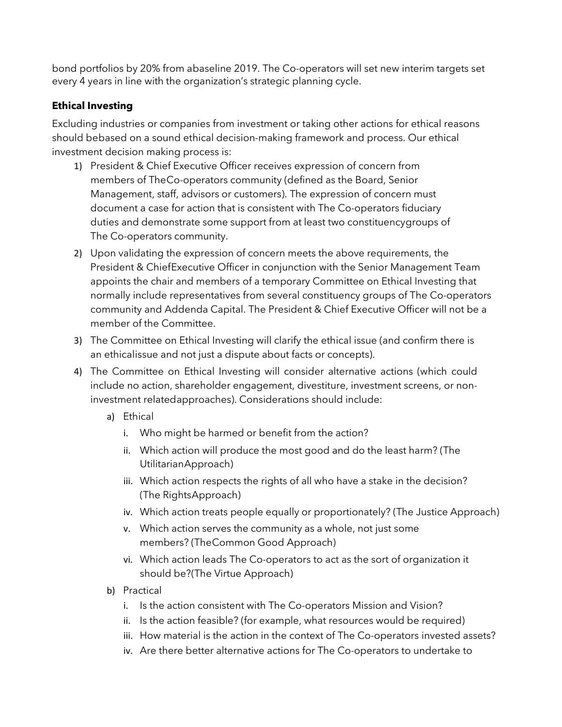bond portfolios by 20% from abaseline 2019. The Co-operators will set new interim targets set every 4 years in line with the organization's strategic planning cycle.

**Ethical Investing**

Excluding industries or companies from investment or taking other actions for ethical reasons should bebased on a sound ethical decision-making framework and process. Our ethical investment decision making process is:

1) President & Chief Executive Officer receives expression of concern from members of TheCo-operators community (defined as the Board, Senior Management, staff, advisors or customers). The expression of concern must document a case for action that is consistent with The Co-operators fiduciary duties and demonstrate some support from at least two constituencygroups of The Co-operators community.
2) Upon validating the expression of concern meets the above requirements, the President & ChiefExecutive Officer in conjunction with the Senior Management Team appoints the chair and members of a temporary Committee on Ethical Investing that normally include representatives from several constituency groups of The Co-operators community and Addenda Capital. The President & Chief Executive Officer will not be a member of the Committee.
3) The Committee on Ethical Investing will clarify the ethical issue (and confirm there is an ethicalissue and not just a dispute about facts or concepts).
4) The Committee on Ethical Investing will consider alternative actions (which could include no action, shareholder engagement, divestiture, investment screens, or non-investment relatedapproaches). Considerations should include:
    a) Ethical
        i. Who might be harmed or benefit from the action?
        ii. Which action will produce the most good and do the least harm? (The UtilitarianApproach)
        iii. Which action respects the rights of all who have a stake in the decision? (The RightsApproach)
        iv. Which action treats people equally or proportionately? (The Justice Approach)
        v. Which action serves the community as a whole, not just some members? (TheCommon Good Approach)
        vi. Which action leads The Co-operators to act as the sort of organization it should be?(The Virtue Approach)
    b) Practical
        i. Is the action consistent with The Co-operators Mission and Vision?
        ii. Is the action feasible? (for example, what resources would be required)
        iii. How material is the action in the context of The Co-operators invested assets?
        iv. Are there better alternative actions for The Co-operators to undertake to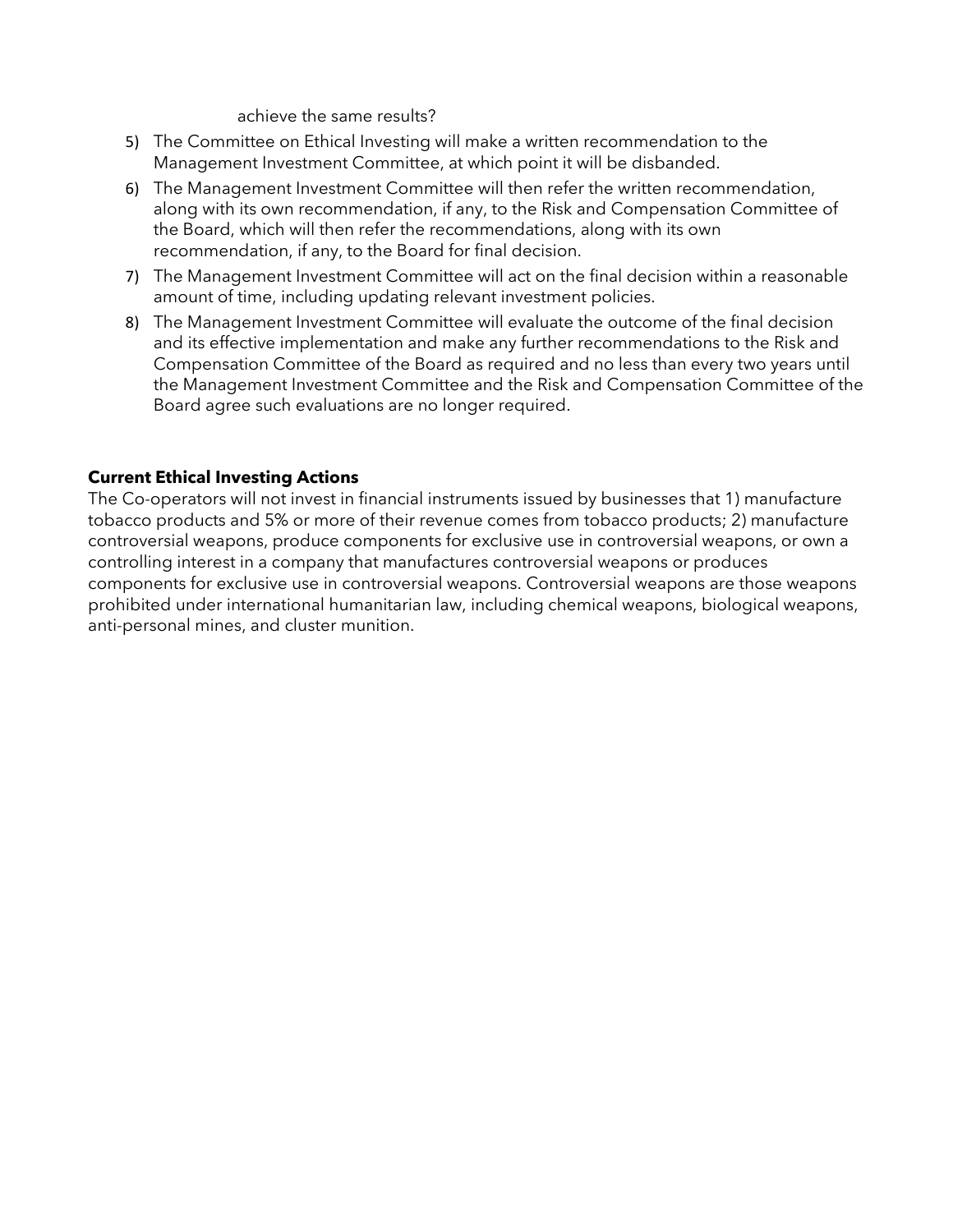achieve the same results?

5) The Committee on Ethical Investing will make a written recommendation to the Management Investment Committee, at which point it will be disbanded.
6) The Management Investment Committee will then refer the written recommendation, along with its own recommendation, if any, to the Risk and Compensation Committee of the Board, which will then refer the recommendations, along with its own recommendation, if any, to the Board for final decision.
7) The Management Investment Committee will act on the final decision within a reasonable amount of time, including updating relevant investment policies.
8) The Management Investment Committee will evaluate the outcome of the final decision and its effective implementation and make any further recommendations to the Risk and Compensation Committee of the Board as required and no less than every two years until the Management Investment Committee and the Risk and Compensation Committee of the Board agree such evaluations are no longer required.

**Current Ethical Investing Actions**

The Co-operators will not invest in financial instruments issued by businesses that 1) manufacture tobacco products and 5% or more of their revenue comes from tobacco products; 2) manufacture controversial weapons, produce components for exclusive use in controversial weapons, or own a controlling interest in a company that manufactures controversial weapons or produces components for exclusive use in controversial weapons. Controversial weapons are those weapons prohibited under international humanitarian law, including chemical weapons, biological weapons, anti-personal mines, and cluster munition.